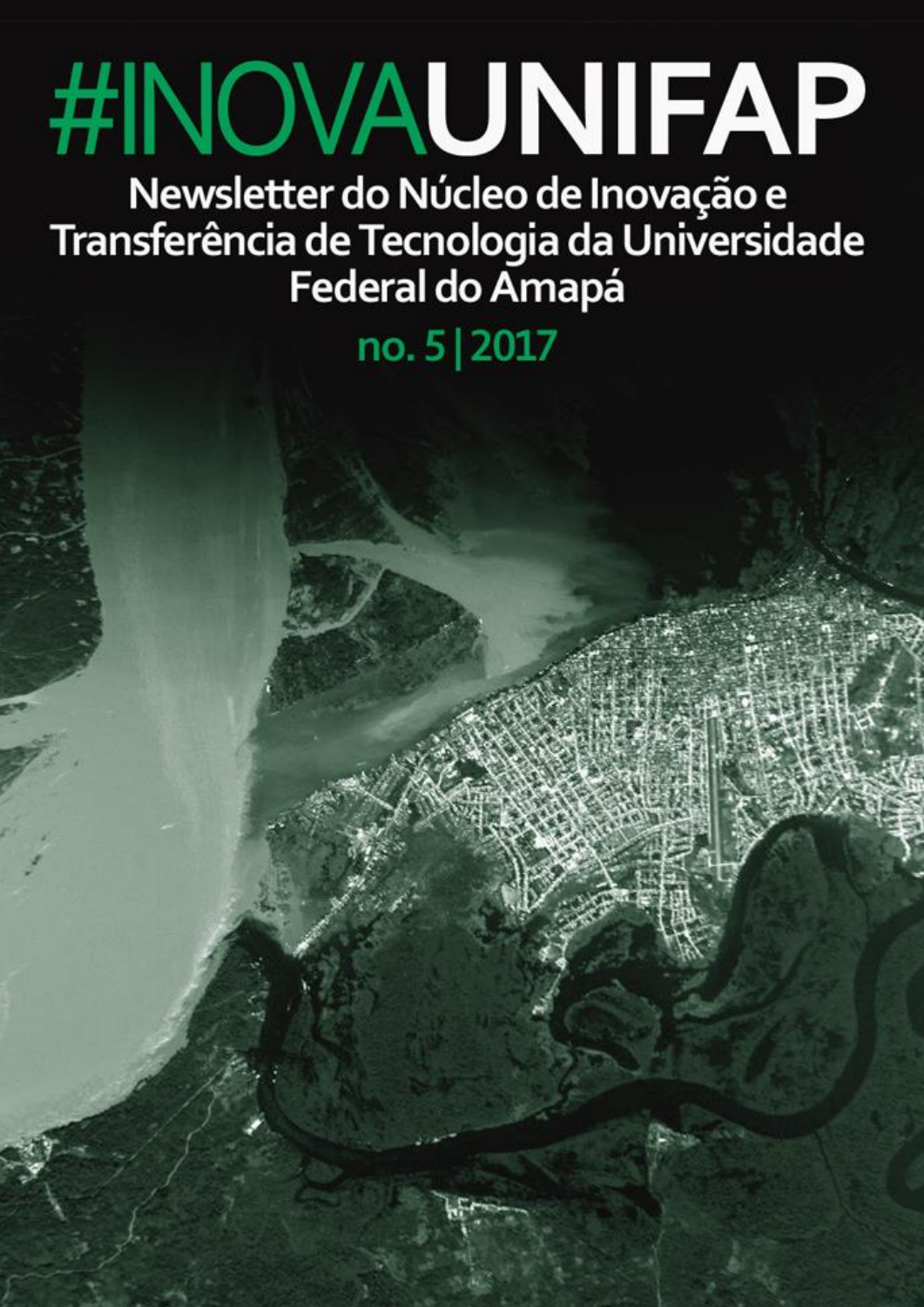# #INOVAUNIFAP

## Newsletter do Núcleo de Inovação e Transferência de Tecnologia da Universidade Federal do Amapá

**no. 5 | 2017**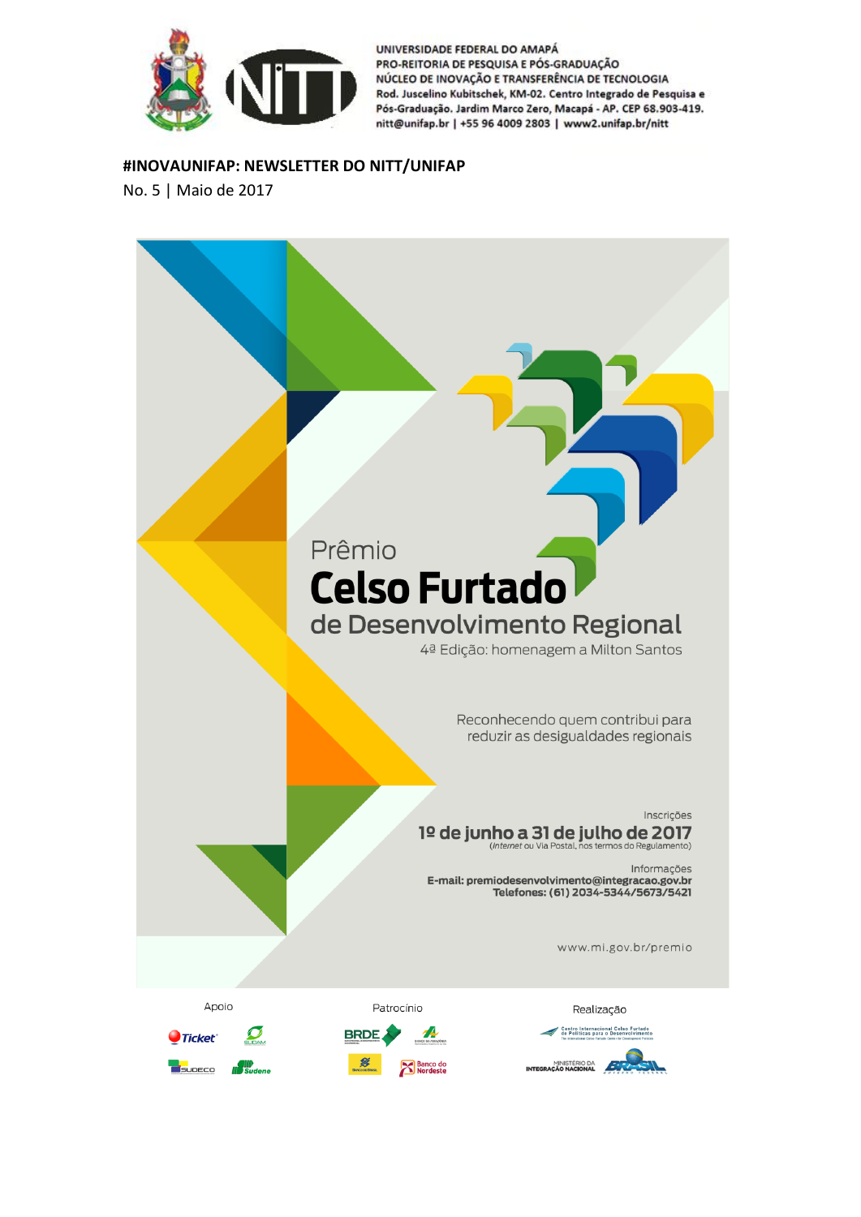#INOVAUNIFAP: NEWSLETTER DO NITT/UNIFAP

No. 5 | Maio de 2017

Prêmio

# Celso Furtado

## de Desenvolvimento Regional

4ª Edição: homenagem a Milton Santos

Reconhecendo quem contribui para reduzir as desigualdades regionais

Inscrições

**1º de junho a 31 de julho de 2017**

(*Internet* ou Via Postal, nos termos do Regulamento)

Informações

**E-mail: premiodesenvolvimento@integracao.gov.br**

**Telefones: (61) 2034-5344/5673/5421**

www.mi.gov.br/premio

Apoio | Patrocínio | Realização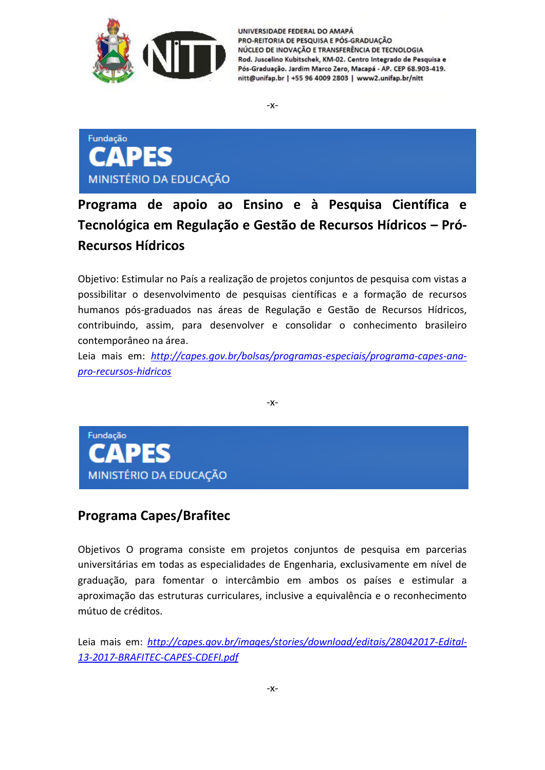-x-

Fundação
**CAPES**
MINISTÉRIO DA EDUCAÇÃO

## Programa de apoio ao Ensino e à Pesquisa Científica e Tecnológica em Regulação e Gestão de Recursos Hídricos – Pró-Recursos Hídricos

Objetivo: Estimular no País a realização de projetos conjuntos de pesquisa com vistas a possibilitar o desenvolvimento de pesquisas científicas e a formação de recursos humanos pós-graduados nas áreas de Regulação e Gestão de Recursos Hídricos, contribuindo, assim, para desenvolver e consolidar o conhecimento brasileiro contemporâneo na área.
Leia mais em: *http://capes.gov.br/bolsas/programas-especiais/programa-capes-ana-pro-recursos-hidricos*

-x-

Fundação
**CAPES**
MINISTÉRIO DA EDUCAÇÃO

## Programa Capes/Brafitec

Objetivos O programa consiste em projetos conjuntos de pesquisa em parcerias universitárias em todas as especialidades de Engenharia, exclusivamente em nível de graduação, para fomentar o intercâmbio em ambos os países e estimular a aproximação das estruturas curriculares, inclusive a equivalência e o reconhecimento mútuo de créditos.

Leia mais em: *http://capes.gov.br/images/stories/download/editais/28042017-Edital-13-2017-BRAFITEC-CAPES-CDEFI.pdf*

-x-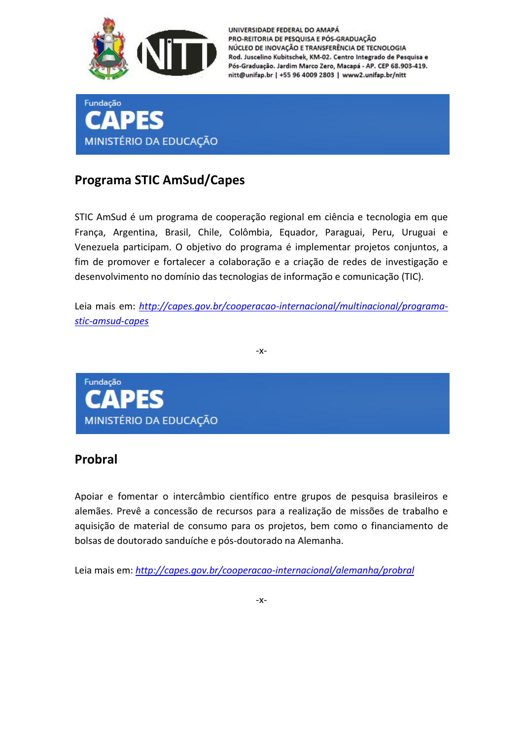UNIVERSIDADE FEDERAL DO AMAPÁ
PRO-REITORIA DE PESQUISA E PÓS-GRADUAÇÃO
NÚCLEO DE INOVAÇÃO E TRANSFERÊNCIA DE TECNOLOGIA
Rod. Juscelino Kubitschek, KM-02. Centro Integrado de Pesquisa e Pós-Graduação. Jardim Marco Zero, Macapá - AP. CEP 68.903-419.
nitt@unifap.br | +55 96 4009 2803 | www2.unifap.br/nitt

Fundação
**CAPES**
MINISTÉRIO DA EDUCAÇÃO

## Programa STIC AmSud/Capes

STIC AmSud é um programa de cooperação regional em ciência e tecnologia em que França, Argentina, Brasil, Chile, Colômbia, Equador, Paraguai, Peru, Uruguai e Venezuela participam. O objetivo do programa é implementar projetos conjuntos, a fim de promover e fortalecer a colaboração e a criação de redes de investigação e desenvolvimento no domínio das tecnologias de informação e comunicação (TIC).

Leia mais em: *http://capes.gov.br/cooperacao-internacional/multinacional/programa-stic-amsud-capes*

-x-

Fundação
**CAPES**
MINISTÉRIO DA EDUCAÇÃO

## Probral

Apoiar e fomentar o intercâmbio científico entre grupos de pesquisa brasileiros e alemães. Prevê a concessão de recursos para a realização de missões de trabalho e aquisição de material de consumo para os projetos, bem como o financiamento de bolsas de doutorado sanduíche e pós-doutorado na Alemanha.

Leia mais em: *http://capes.gov.br/cooperacao-internacional/alemanha/probral*

-x-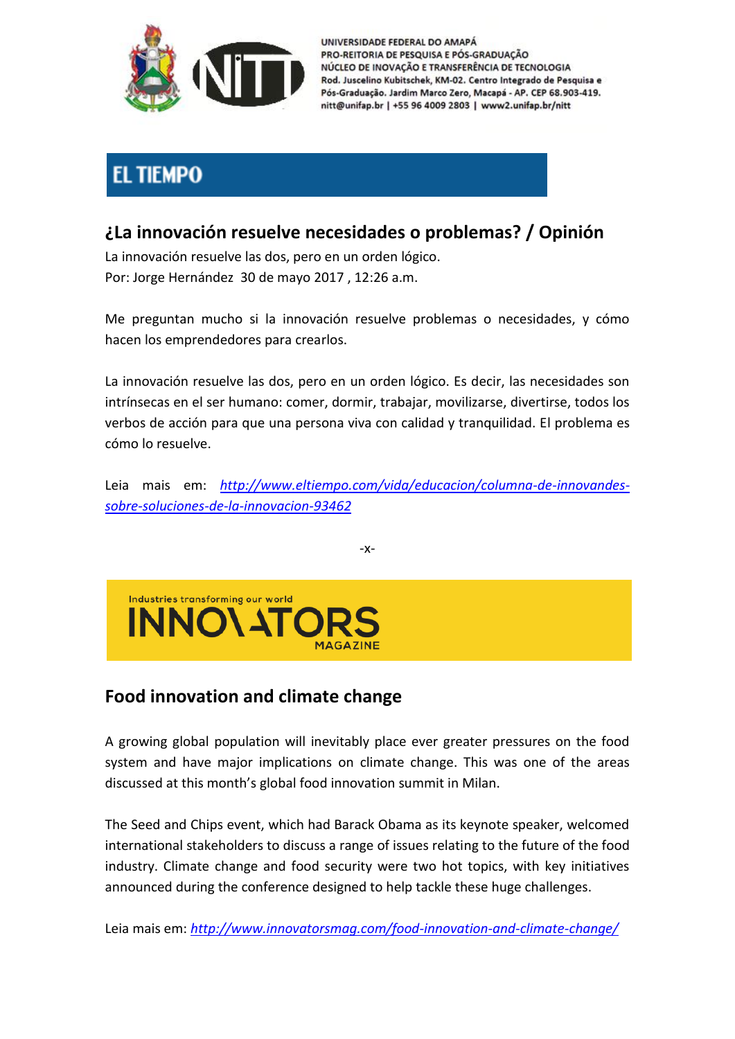UNIVERSIDADE FEDERAL DO AMAPÁ
PRO-REITORIA DE PESQUISA E PÓS-GRADUAÇÃO
NÚCLEO DE INOVAÇÃO E TRANSFERÊNCIA DE TECNOLOGIA
Rod. Juscelino Kubitschek, KM-02. Centro Integrado de Pesquisa e Pós-Graduação. Jardim Marco Zero, Macapá - AP. CEP 68.903-419.
nitt@unifap.br | +55 96 4009 2803 | www2.unifap.br/nitt

EL TIEMPO

## ¿La innovación resuelve necesidades o problemas? / Opinión

La innovación resuelve las dos, pero en un orden lógico.
Por: Jorge Hernández 30 de mayo 2017 , 12:26 a.m.

Me preguntan mucho si la innovación resuelve problemas o necesidades, y cómo hacen los emprendedores para crearlos.

La innovación resuelve las dos, pero en un orden lógico. Es decir, las necesidades son intrínsecas en el ser humano: comer, dormir, trabajar, movilizarse, divertirse, todos los verbos de acción para que una persona viva con calidad y tranquilidad. El problema es cómo lo resuelve.

Leia mais em: *http://www.eltiempo.com/vida/educacion/columna-de-innovandes-sobre-soluciones-de-la-innovacion-93462*

-x-

Industries transforming our world
INNOVATORS MAGAZINE

## Food innovation and climate change

A growing global population will inevitably place ever greater pressures on the food system and have major implications on climate change. This was one of the areas discussed at this month's global food innovation summit in Milan.

The Seed and Chips event, which had Barack Obama as its keynote speaker, welcomed international stakeholders to discuss a range of issues relating to the future of the food industry. Climate change and food security were two hot topics, with key initiatives announced during the conference designed to help tackle these huge challenges.

Leia mais em: *http://www.innovatorsmag.com/food-innovation-and-climate-change/*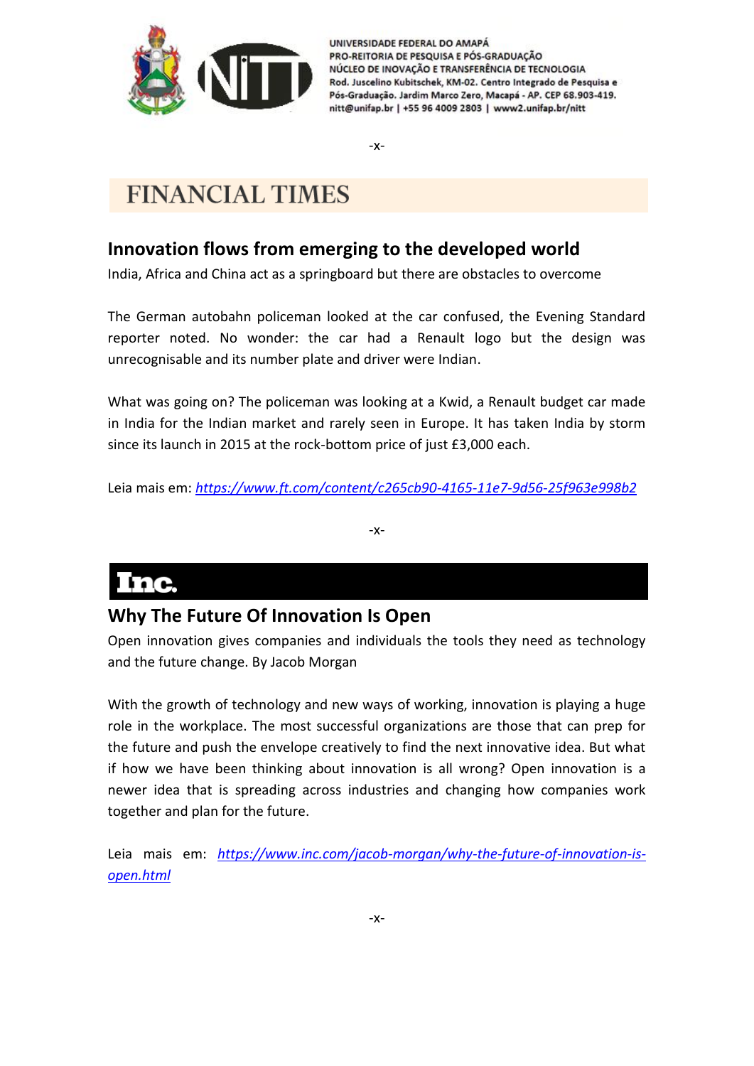-x-

**FINANCIAL TIMES**

## Innovation flows from emerging to the developed world

India, Africa and China act as a springboard but there are obstacles to overcome

The German autobahn policeman looked at the car confused, the Evening Standard reporter noted. No wonder: the car had a Renault logo but the design was unrecognisable and its number plate and driver were Indian.

What was going on? The policeman was looking at a Kwid, a Renault budget car made in India for the Indian market and rarely seen in Europe. It has taken India by storm since its launch in 2015 at the rock-bottom price of just £3,000 each.

Leia mais em: *https://www.ft.com/content/c265cb90-4165-11e7-9d56-25f963e998b2*

-x-

**Inc.**

## Why The Future Of Innovation Is Open

Open innovation gives companies and individuals the tools they need as technology and the future change. By Jacob Morgan

With the growth of technology and new ways of working, innovation is playing a huge role in the workplace. The most successful organizations are those that can prep for the future and push the envelope creatively to find the next innovative idea. But what if how we have been thinking about innovation is all wrong? Open innovation is a newer idea that is spreading across industries and changing how companies work together and plan for the future.

Leia mais em: *https://www.inc.com/jacob-morgan/why-the-future-of-innovation-is-open.html*

-x-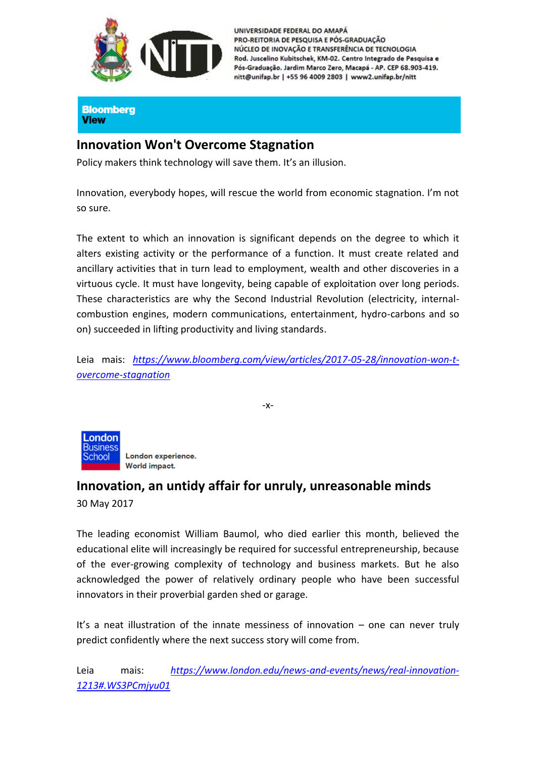UNIVERSIDADE FEDERAL DO AMAPÁ
PRO-REITORIA DE PESQUISA E PÓS-GRADUAÇÃO
NÚCLEO DE INOVAÇÃO E TRANSFERÊNCIA DE TECNOLOGIA
Rod. Juscelino Kubitschek, KM-02. Centro Integrado de Pesquisa e Pós-Graduação. Jardim Marco Zero, Macapá - AP. CEP 68.903-419.
nitt@unifap.br | +55 96 4009 2803 | www2.unifap.br/nitt

**Bloomberg View**

## Innovation Won't Overcome Stagnation

Policy makers think technology will save them. It's an illusion.

Innovation, everybody hopes, will rescue the world from economic stagnation. I'm not so sure.

The extent to which an innovation is significant depends on the degree to which it alters existing activity or the performance of a function. It must create related and ancillary activities that in turn lead to employment, wealth and other discoveries in a virtuous cycle. It must have longevity, being capable of exploitation over long periods. These characteristics are why the Second Industrial Revolution (electricity, internal-combustion engines, modern communications, entertainment, hydro-carbons and so on) succeeded in lifting productivity and living standards.

Leia mais: *https://www.bloomberg.com/view/articles/2017-05-28/innovation-won-t-overcome-stagnation*

-x-

London Business School — London experience. World impact.

## Innovation, an untidy affair for unruly, unreasonable minds

30 May 2017

The leading economist William Baumol, who died earlier this month, believed the educational elite will increasingly be required for successful entrepreneurship, because of the ever-growing complexity of technology and business markets. But he also acknowledged the power of relatively ordinary people who have been successful innovators in their proverbial garden shed or garage.

It's a neat illustration of the innate messiness of innovation – one can never truly predict confidently where the next success story will come from.

Leia mais: *https://www.london.edu/news-and-events/news/real-innovation-1213#.WS3PCmjyu01*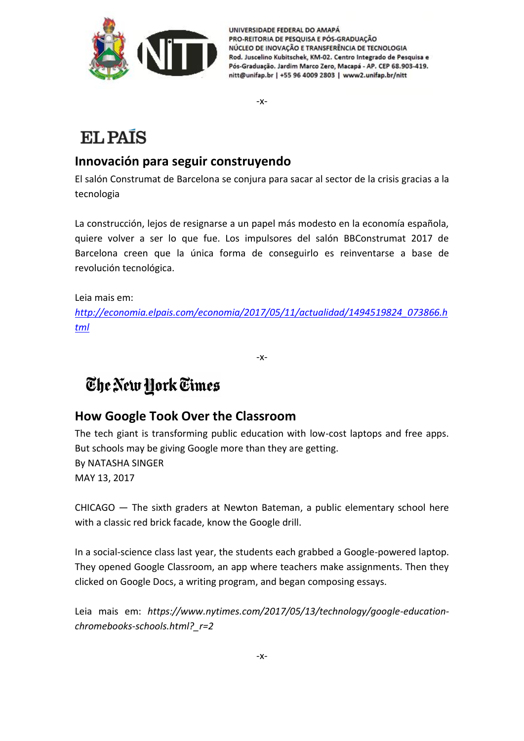-x-

EL PAÍS

## Innovación para seguir construyendo

El salón Construmat de Barcelona se conjura para sacar al sector de la crisis gracias a la tecnologia

La construcción, lejos de resignarse a un papel más modesto en la economía española, quiere volver a ser lo que fue. Los impulsores del salón BBConstrumat 2017 de Barcelona creen que la única forma de conseguirlo es reinventarse a base de revolución tecnológica.

Leia mais em:
*http://economia.elpais.com/economia/2017/05/11/actualidad/1494519824_073866.html*

-x-

The New York Times

## How Google Took Over the Classroom

The tech giant is transforming public education with low-cost laptops and free apps. But schools may be giving Google more than they are getting.
By NATASHA SINGER
MAY 13, 2017

CHICAGO — The sixth graders at Newton Bateman, a public elementary school here with a classic red brick facade, know the Google drill.

In a social-science class last year, the students each grabbed a Google-powered laptop. They opened Google Classroom, an app where teachers make assignments. Then they clicked on Google Docs, a writing program, and began composing essays.

Leia mais em: *https://www.nytimes.com/2017/05/13/technology/google-education-chromebooks-schools.html?_r=2*

-x-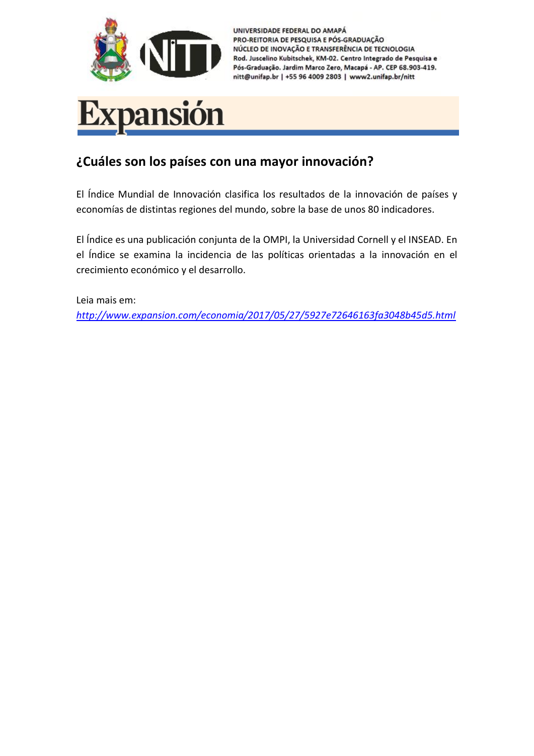UNIVERSIDADE FEDERAL DO AMAPÁ
PRO-REITORIA DE PESQUISA E PÓS-GRADUAÇÃO
NÚCLEO DE INOVAÇÃO E TRANSFERÊNCIA DE TECNOLOGIA
Rod. Juscelino Kubitschek, KM-02. Centro Integrado de Pesquisa e Pós-Graduação. Jardim Marco Zero, Macapá - AP. CEP 68.903-419.
nitt@unifap.br | +55 96 4009 2803 | www2.unifap.br/nitt

# Expansión

## ¿Cuáles son los países con una mayor innovación?

El Índice Mundial de Innovación clasifica los resultados de la innovación de países y economías de distintas regiones del mundo, sobre la base de unos 80 indicadores.

El Índice es una publicación conjunta de la OMPI, la Universidad Cornell y el INSEAD. En el Índice se examina la incidencia de las políticas orientadas a la innovación en el crecimiento económico y el desarrollo.

Leia mais em:
*http://www.expansion.com/economia/2017/05/27/5927e72646163fa3048b45d5.html*